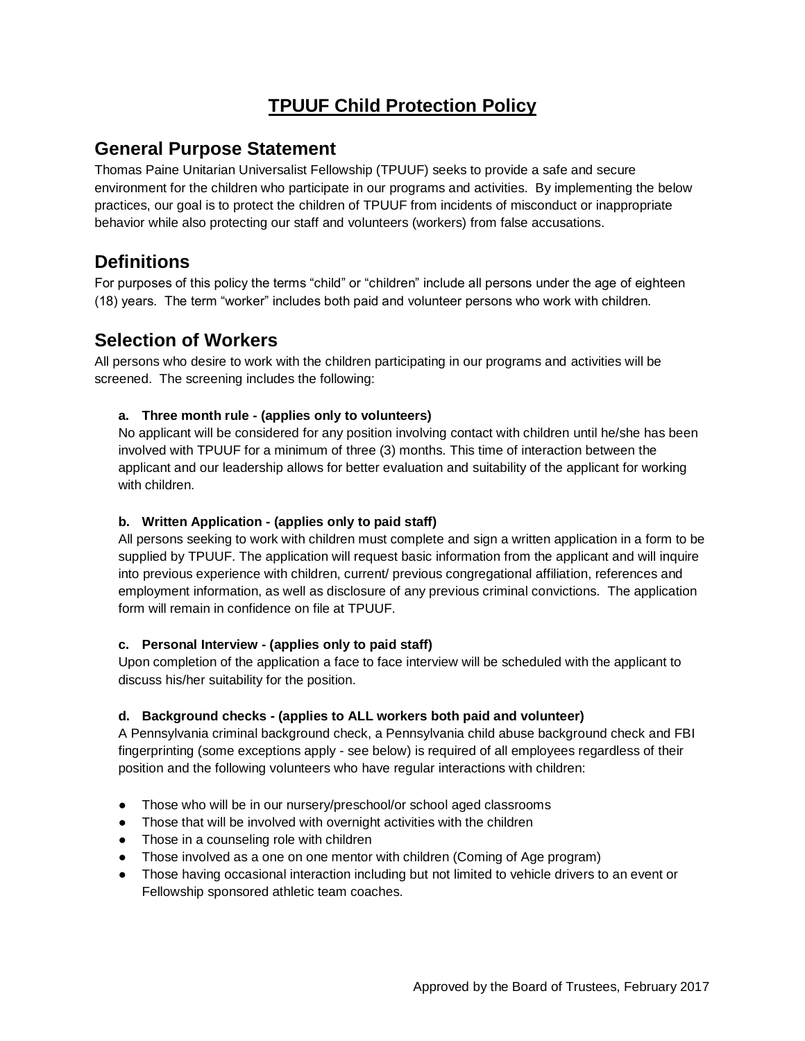# TPUUF Child Protection Policy

## General Purpose Statement

Thomas Paine Unitarian Universalist Fellowship (TPUUF) seeks to provide a safe and secure environment for the children who participate in our programs and activities. By implementing the below practices, our goal is to protect the children of TPUUF from incidents of misconduct or inappropriate behavior while also protecting our staff and volunteers (workers) from false accusations.

## Definitions

For purposes of this policy the terms "child" or "children" include all persons under the age of eighteen (18) years. The term "worker" includes both paid and volunteer persons who work with children.

## Selection of Workers

All persons who desire to work with the children participating in our programs and activities will be screened. The screening includes the following:

**a. Three month rule - (applies only to volunteers)**

No applicant will be considered for any position involving contact with children until he/she has been involved with TPUUF for a minimum of three (3) months. This time of interaction between the applicant and our leadership allows for better evaluation and suitability of the applicant for working with children.

**b. Written Application - (applies only to paid staff)**

All persons seeking to work with children must complete and sign a written application in a form to be supplied by TPUUF. The application will request basic information from the applicant and will inquire into previous experience with children, current/ previous congregational affiliation, references and employment information, as well as disclosure of any previous criminal convictions. The application form will remain in confidence on file at TPUUF.

**c. Personal Interview - (applies only to paid staff)**

Upon completion of the application a face to face interview will be scheduled with the applicant to discuss his/her suitability for the position.

**d. Background checks - (applies to ALL workers both paid and volunteer)**

A Pennsylvania criminal background check, a Pennsylvania child abuse background check and FBI fingerprinting (some exceptions apply - see below) is required of all employees regardless of their position and the following volunteers who have regular interactions with children:

- Those who will be in our nursery/preschool/or school aged classrooms
- Those that will be involved with overnight activities with the children
- Those in a counseling role with children
- Those involved as a one on one mentor with children (Coming of Age program)
- Those having occasional interaction including but not limited to vehicle drivers to an event or Fellowship sponsored athletic team coaches.

Approved by the Board of Trustees, February 2017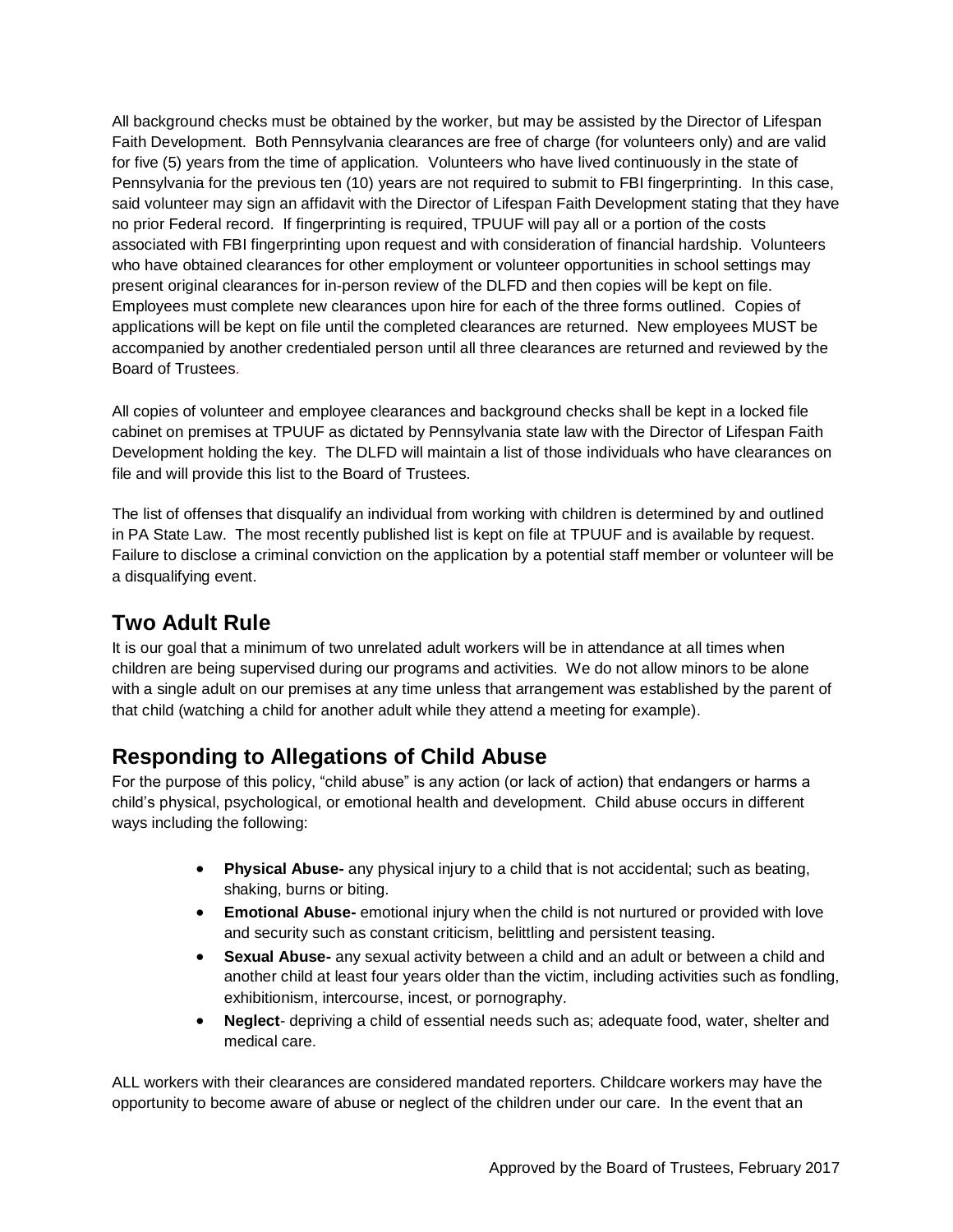All background checks must be obtained by the worker, but may be assisted by the Director of Lifespan Faith Development. Both Pennsylvania clearances are free of charge (for volunteers only) and are valid for five (5) years from the time of application. Volunteers who have lived continuously in the state of Pennsylvania for the previous ten (10) years are not required to submit to FBI fingerprinting. In this case, said volunteer may sign an affidavit with the Director of Lifespan Faith Development stating that they have no prior Federal record. If fingerprinting is required, TPUUF will pay all or a portion of the costs associated with FBI fingerprinting upon request and with consideration of financial hardship. Volunteers who have obtained clearances for other employment or volunteer opportunities in school settings may present original clearances for in-person review of the DLFD and then copies will be kept on file. Employees must complete new clearances upon hire for each of the three forms outlined. Copies of applications will be kept on file until the completed clearances are returned. New employees MUST be accompanied by another credentialed person until all three clearances are returned and reviewed by the Board of Trustees.

All copies of volunteer and employee clearances and background checks shall be kept in a locked file cabinet on premises at TPUUF as dictated by Pennsylvania state law with the Director of Lifespan Faith Development holding the key. The DLFD will maintain a list of those individuals who have clearances on file and will provide this list to the Board of Trustees.

The list of offenses that disqualify an individual from working with children is determined by and outlined in PA State Law. The most recently published list is kept on file at TPUUF and is available by request. Failure to disclose a criminal conviction on the application by a potential staff member or volunteer will be a disqualifying event.

## Two Adult Rule

It is our goal that a minimum of two unrelated adult workers will be in attendance at all times when children are being supervised during our programs and activities. We do not allow minors to be alone with a single adult on our premises at any time unless that arrangement was established by the parent of that child (watching a child for another adult while they attend a meeting for example).

## Responding to Allegations of Child Abuse

For the purpose of this policy, "child abuse" is any action (or lack of action) that endangers or harms a child's physical, psychological, or emotional health and development. Child abuse occurs in different ways including the following:

- **Physical Abuse-** any physical injury to a child that is not accidental; such as beating, shaking, burns or biting.
- **Emotional Abuse-** emotional injury when the child is not nurtured or provided with love and security such as constant criticism, belittling and persistent teasing.
- **Sexual Abuse-** any sexual activity between a child and an adult or between a child and another child at least four years older than the victim, including activities such as fondling, exhibitionism, intercourse, incest, or pornography.
- **Neglect**- depriving a child of essential needs such as; adequate food, water, shelter and medical care.

ALL workers with their clearances are considered mandated reporters. Childcare workers may have the opportunity to become aware of abuse or neglect of the children under our care. In the event that an

Approved by the Board of Trustees, February 2017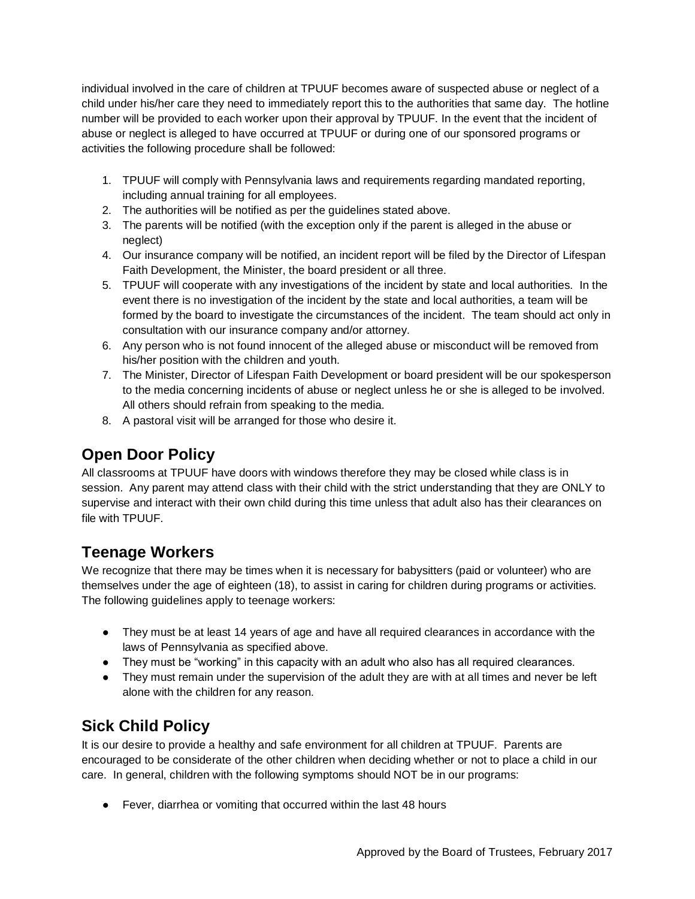individual involved in the care of children at TPUUF becomes aware of suspected abuse or neglect of a child under his/her care they need to immediately report this to the authorities that same day. The hotline number will be provided to each worker upon their approval by TPUUF. In the event that the incident of abuse or neglect is alleged to have occurred at TPUUF or during one of our sponsored programs or activities the following procedure shall be followed:

1. TPUUF will comply with Pennsylvania laws and requirements regarding mandated reporting, including annual training for all employees.
2. The authorities will be notified as per the guidelines stated above.
3. The parents will be notified (with the exception only if the parent is alleged in the abuse or neglect)
4. Our insurance company will be notified, an incident report will be filed by the Director of Lifespan Faith Development, the Minister, the board president or all three.
5. TPUUF will cooperate with any investigations of the incident by state and local authorities. In the event there is no investigation of the incident by the state and local authorities, a team will be formed by the board to investigate the circumstances of the incident. The team should act only in consultation with our insurance company and/or attorney.
6. Any person who is not found innocent of the alleged abuse or misconduct will be removed from his/her position with the children and youth.
7. The Minister, Director of Lifespan Faith Development or board president will be our spokesperson to the media concerning incidents of abuse or neglect unless he or she is alleged to be involved. All others should refrain from speaking to the media.
8. A pastoral visit will be arranged for those who desire it.

## Open Door Policy

All classrooms at TPUUF have doors with windows therefore they may be closed while class is in session. Any parent may attend class with their child with the strict understanding that they are ONLY to supervise and interact with their own child during this time unless that adult also has their clearances on file with TPUUF.

## Teenage Workers

We recognize that there may be times when it is necessary for babysitters (paid or volunteer) who are themselves under the age of eighteen (18), to assist in caring for children during programs or activities. The following guidelines apply to teenage workers:

- They must be at least 14 years of age and have all required clearances in accordance with the laws of Pennsylvania as specified above.
- They must be "working" in this capacity with an adult who also has all required clearances.
- They must remain under the supervision of the adult they are with at all times and never be left alone with the children for any reason.

## Sick Child Policy

It is our desire to provide a healthy and safe environment for all children at TPUUF. Parents are encouraged to be considerate of the other children when deciding whether or not to place a child in our care. In general, children with the following symptoms should NOT be in our programs:

- Fever, diarrhea or vomiting that occurred within the last 48 hours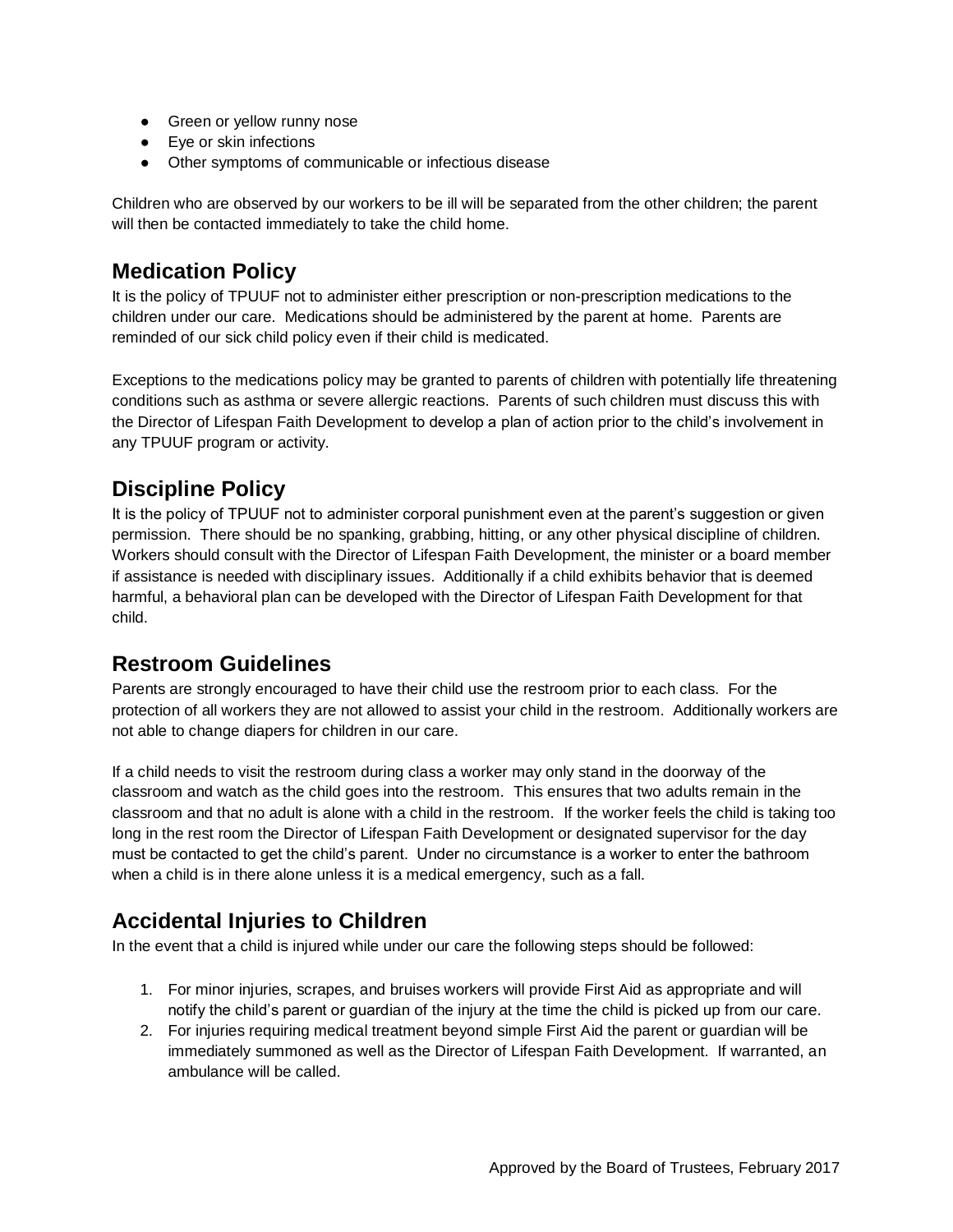- Green or yellow runny nose
- Eye or skin infections
- Other symptoms of communicable or infectious disease

Children who are observed by our workers to be ill will be separated from the other children; the parent will then be contacted immediately to take the child home.

## Medication Policy

It is the policy of TPUUF not to administer either prescription or non-prescription medications to the children under our care. Medications should be administered by the parent at home. Parents are reminded of our sick child policy even if their child is medicated.

Exceptions to the medications policy may be granted to parents of children with potentially life threatening conditions such as asthma or severe allergic reactions. Parents of such children must discuss this with the Director of Lifespan Faith Development to develop a plan of action prior to the child's involvement in any TPUUF program or activity.

## Discipline Policy

It is the policy of TPUUF not to administer corporal punishment even at the parent's suggestion or given permission. There should be no spanking, grabbing, hitting, or any other physical discipline of children. Workers should consult with the Director of Lifespan Faith Development, the minister or a board member if assistance is needed with disciplinary issues. Additionally if a child exhibits behavior that is deemed harmful, a behavioral plan can be developed with the Director of Lifespan Faith Development for that child.

## Restroom Guidelines

Parents are strongly encouraged to have their child use the restroom prior to each class. For the protection of all workers they are not allowed to assist your child in the restroom. Additionally workers are not able to change diapers for children in our care.

If a child needs to visit the restroom during class a worker may only stand in the doorway of the classroom and watch as the child goes into the restroom. This ensures that two adults remain in the classroom and that no adult is alone with a child in the restroom. If the worker feels the child is taking too long in the rest room the Director of Lifespan Faith Development or designated supervisor for the day must be contacted to get the child's parent. Under no circumstance is a worker to enter the bathroom when a child is in there alone unless it is a medical emergency, such as a fall.

## Accidental Injuries to Children

In the event that a child is injured while under our care the following steps should be followed:

1. For minor injuries, scrapes, and bruises workers will provide First Aid as appropriate and will notify the child's parent or guardian of the injury at the time the child is picked up from our care.
2. For injuries requiring medical treatment beyond simple First Aid the parent or guardian will be immediately summoned as well as the Director of Lifespan Faith Development. If warranted, an ambulance will be called.

Approved by the Board of Trustees, February 2017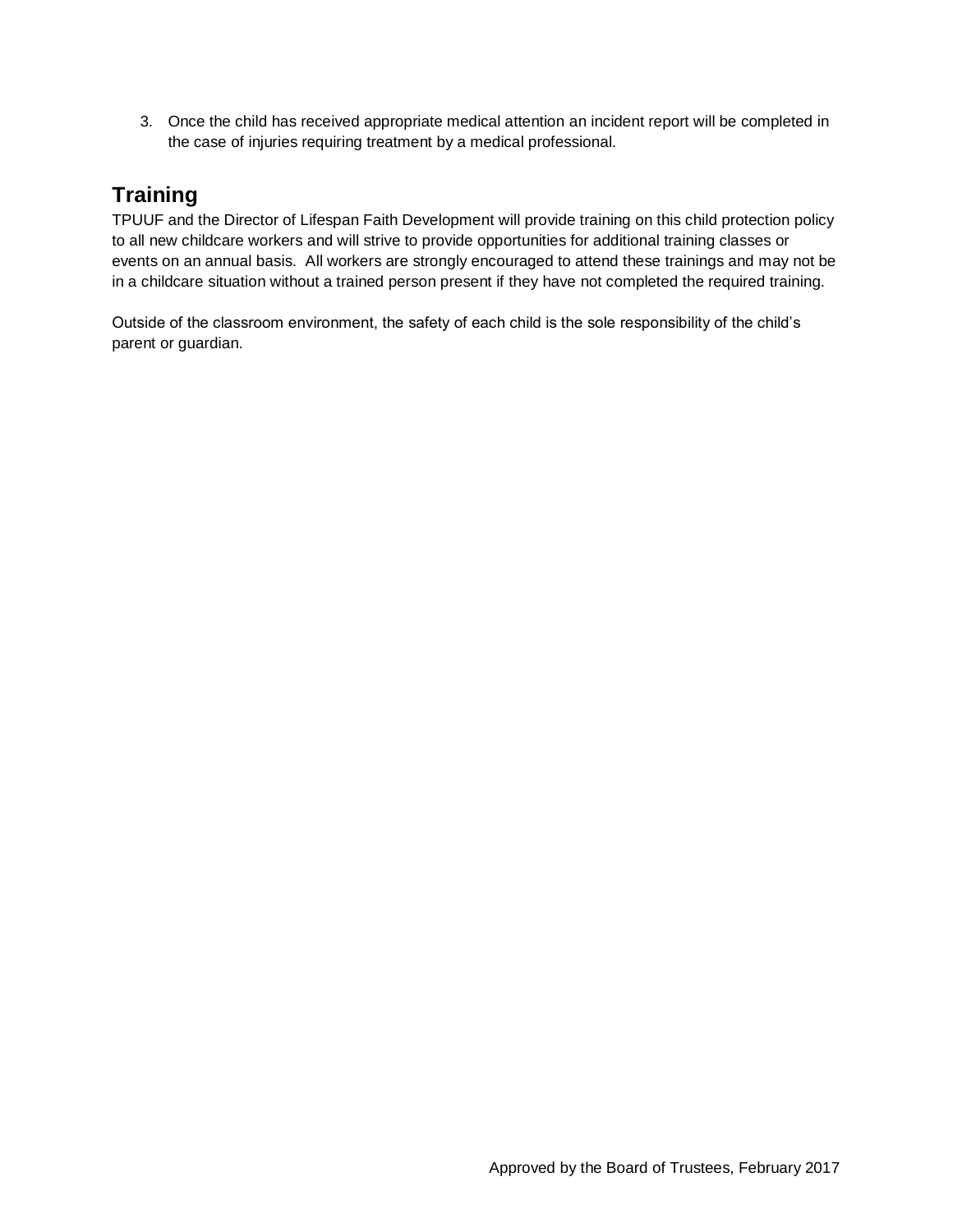3. Once the child has received appropriate medical attention an incident report will be completed in the case of injuries requiring treatment by a medical professional.

## Training

TPUUF and the Director of Lifespan Faith Development will provide training on this child protection policy to all new childcare workers and will strive to provide opportunities for additional training classes or events on an annual basis. All workers are strongly encouraged to attend these trainings and may not be in a childcare situation without a trained person present if they have not completed the required training.

Outside of the classroom environment, the safety of each child is the sole responsibility of the child's parent or guardian.

Approved by the Board of Trustees, February 2017